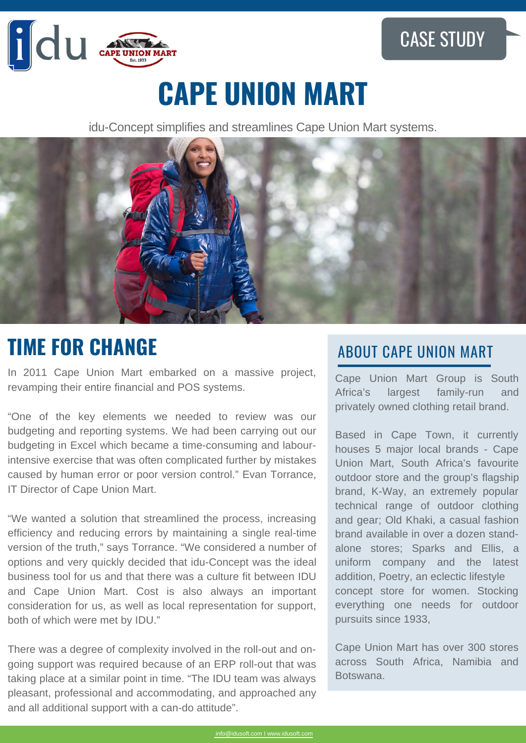CASE STUDY

# CAPE UNION MART

idu-Concept simplifies and streamlines Cape Union Mart systems.

## TIME FOR CHANGE

In 2011 Cape Union Mart embarked on a massive project, revamping their entire financial and POS systems.

"One of the key elements we needed to review was our budgeting and reporting systems. We had been carrying out our budgeting in Excel which became a time-consuming and labour-intensive exercise that was often complicated further by mistakes caused by human error or poor version control." Evan Torrance, IT Director of Cape Union Mart.

"We wanted a solution that streamlined the process, increasing efficiency and reducing errors by maintaining a single real-time version of the truth," says Torrance. "We considered a number of options and very quickly decided that idu-Concept was the ideal business tool for us and that there was a culture fit between IDU and Cape Union Mart. Cost is also always an important consideration for us, as well as local representation for support, both of which were met by IDU."

There was a degree of complexity involved in the roll-out and on-going support was required because of an ERP roll-out that was taking place at a similar point in time. "The IDU team was always pleasant, professional and accommodating, and approached any and all additional support with a can-do attitude".

## ABOUT CAPE UNION MART

Cape Union Mart Group is South Africa's largest family-run and privately owned clothing retail brand.

Based in Cape Town, it currently houses 5 major local brands - Cape Union Mart, South Africa's favourite outdoor store and the group's flagship brand, K-Way, an extremely popular technical range of outdoor clothing and gear; Old Khaki, a casual fashion brand available in over a dozen stand-alone stores; Sparks and Ellis, a uniform company and the latest addition, Poetry, an eclectic lifestyle concept store for women. Stocking everything one needs for outdoor pursuits since 1933,

Cape Union Mart has over 300 stores across South Africa, Namibia and Botswana.

info@idusoft.com I www.idusoft.com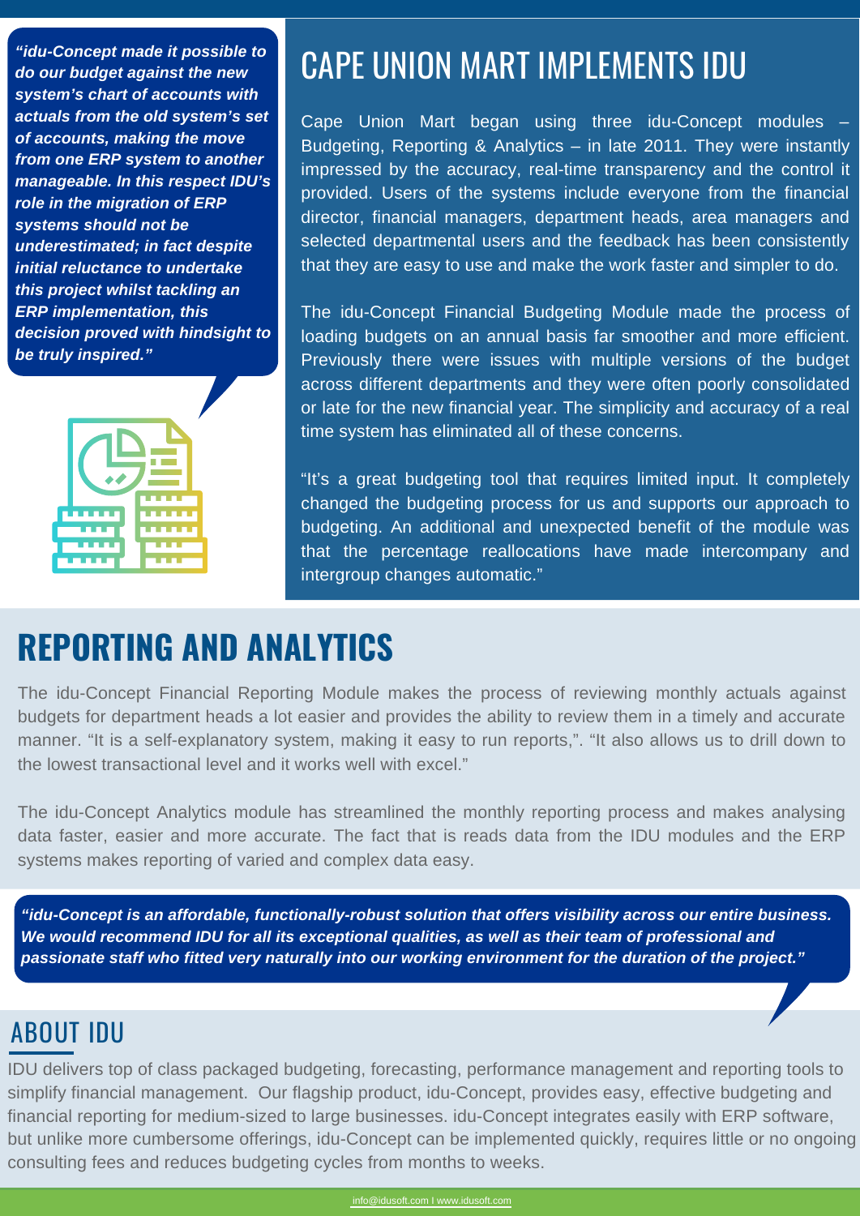***"idu-Concept made it possible to do our budget against the new system's chart of accounts with actuals from the old system's set of accounts, making the move from one ERP system to another manageable. In this respect IDU's role in the migration of ERP systems should not be underestimated; in fact despite initial reluctance to undertake this project whilst tackling an ERP implementation, this decision proved with hindsight to be truly inspired."***

# CAPE UNION MART IMPLEMENTS IDU

Cape Union Mart began using three idu-Concept modules – Budgeting, Reporting & Analytics – in late 2011. They were instantly impressed by the accuracy, real-time transparency and the control it provided. Users of the systems include everyone from the financial director, financial managers, department heads, area managers and selected departmental users and the feedback has been consistently that they are easy to use and make the work faster and simpler to do.

The idu-Concept Financial Budgeting Module made the process of loading budgets on an annual basis far smoother and more efficient. Previously there were issues with multiple versions of the budget across different departments and they were often poorly consolidated or late for the new financial year. The simplicity and accuracy of a real time system has eliminated all of these concerns.

"It's a great budgeting tool that requires limited input. It completely changed the budgeting process for us and supports our approach to budgeting. An additional and unexpected benefit of the module was that the percentage reallocations have made intercompany and intergroup changes automatic."

# REPORTING AND ANALYTICS

The idu-Concept Financial Reporting Module makes the process of reviewing monthly actuals against budgets for department heads a lot easier and provides the ability to review them in a timely and accurate manner. "It is a self-explanatory system, making it easy to run reports,". "It also allows us to drill down to the lowest transactional level and it works well with excel."

The idu-Concept Analytics module has streamlined the monthly reporting process and makes analysing data faster, easier and more accurate. The fact that is reads data from the IDU modules and the ERP systems makes reporting of varied and complex data easy.

***"idu-Concept is an affordable, functionally-robust solution that offers visibility across our entire business. We would recommend IDU for all its exceptional qualities, as well as their team of professional and passionate staff who fitted very naturally into our working environment for the duration of the project."***

# ABOUT IDU

IDU delivers top of class packaged budgeting, forecasting, performance management and reporting tools to simplify financial management. Our flagship product, idu-Concept, provides easy, effective budgeting and financial reporting for medium-sized to large businesses. idu-Concept integrates easily with ERP software, but unlike more cumbersome offerings, idu-Concept can be implemented quickly, requires little or no ongoing consulting fees and reduces budgeting cycles from months to weeks.

info@idusoft.com I www.idusoft.com